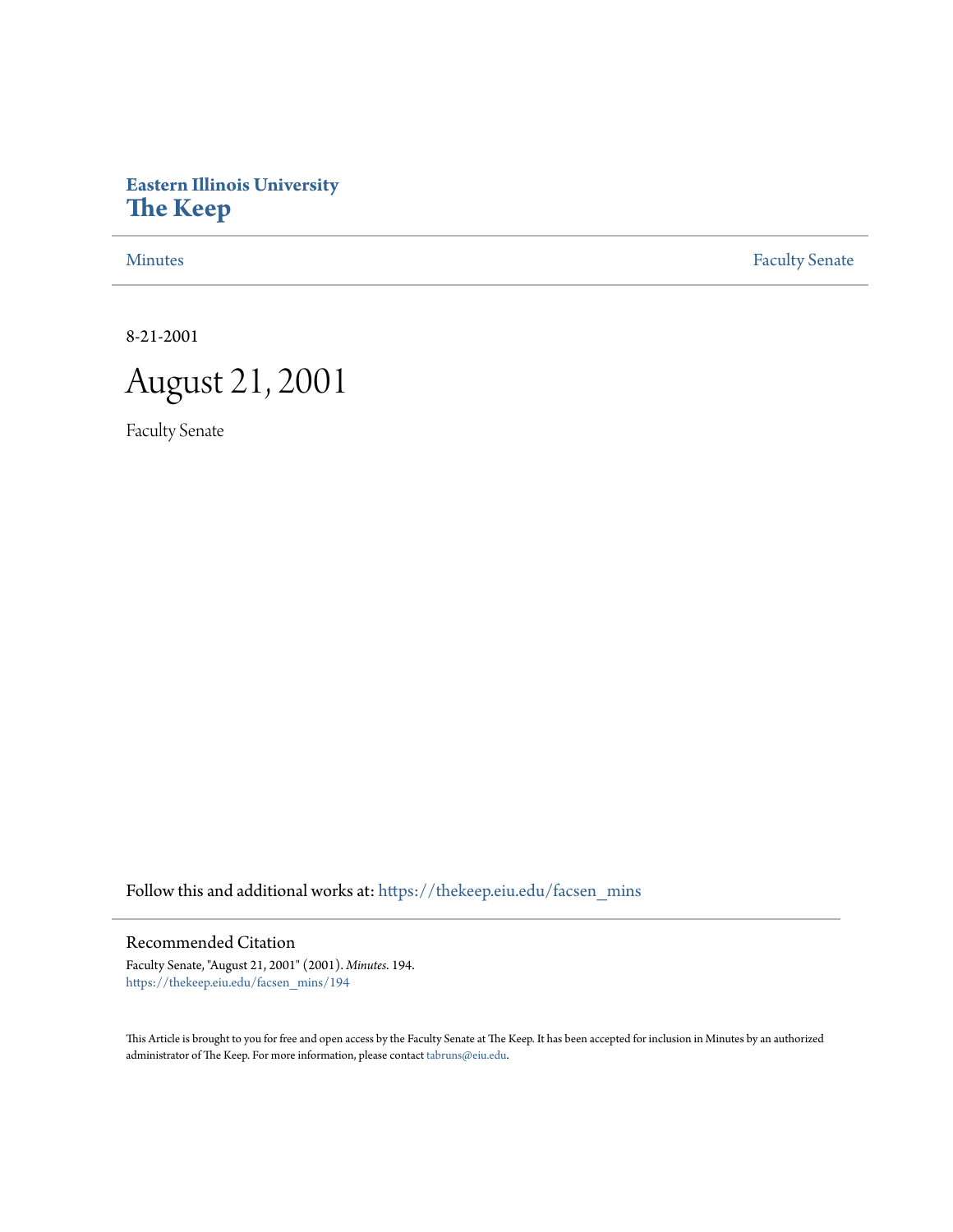Eastern Illinois University
**The Keep**

Minutes | Faculty Senate

8-21-2001

# August 21, 2001

Faculty Senate

Follow this and additional works at: https://thekeep.eiu.edu/facsen_mins

## Recommended Citation

Faculty Senate, "August 21, 2001" (2001). *Minutes*. 194.
https://thekeep.eiu.edu/facsen_mins/194

This Article is brought to you for free and open access by the Faculty Senate at The Keep. It has been accepted for inclusion in Minutes by an authorized administrator of The Keep. For more information, please contact tabruns@eiu.edu.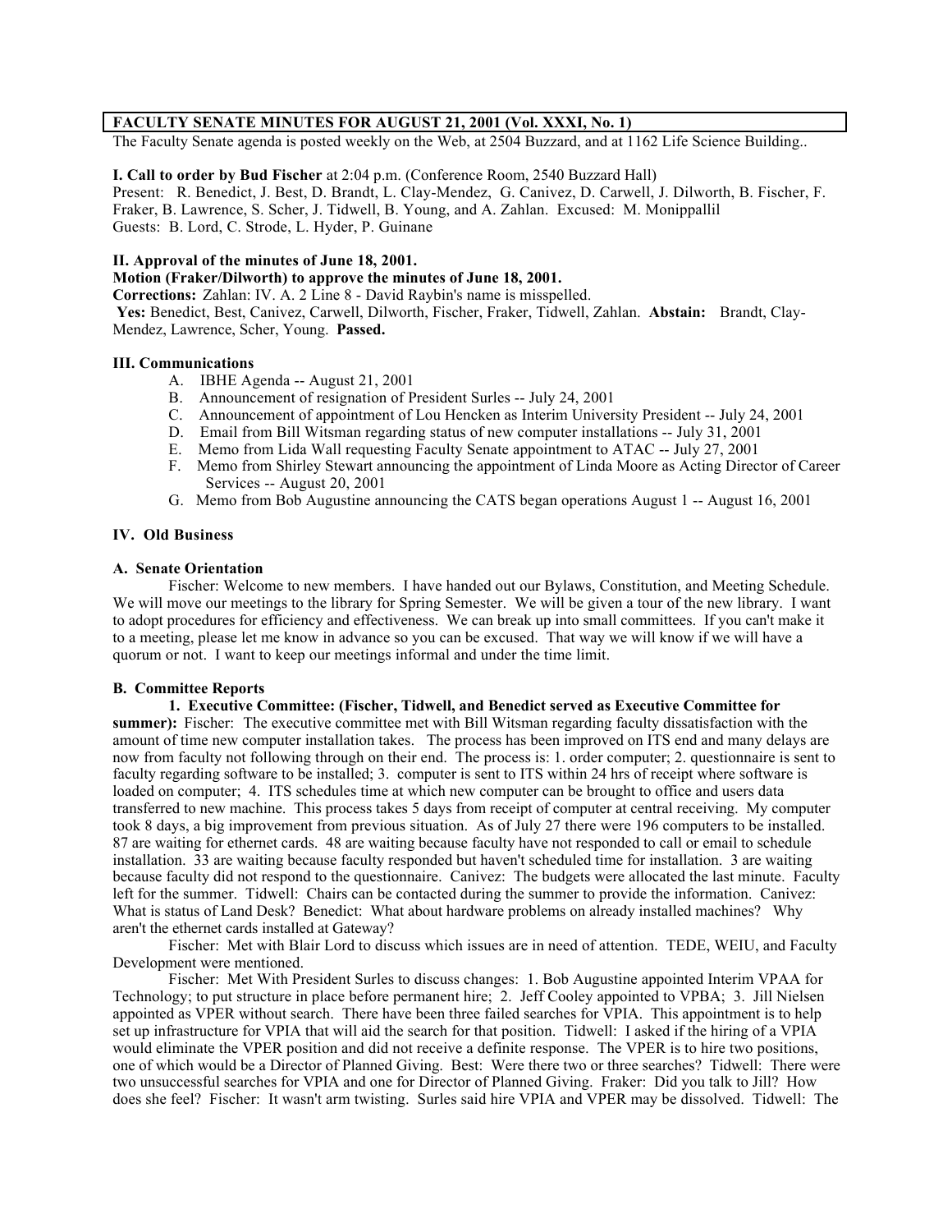**FACULTY SENATE MINUTES FOR AUGUST 21, 2001 (Vol. XXXI, No. 1)**

The Faculty Senate agenda is posted weekly on the Web, at 2504 Buzzard, and at 1162 Life Science Building..

**I. Call to order by Bud Fischer** at 2:04 p.m. (Conference Room, 2540 Buzzard Hall)

Present: R. Benedict, J. Best, D. Brandt, L. Clay-Mendez, G. Canivez, D. Carwell, J. Dilworth, B. Fischer, F. Fraker, B. Lawrence, S. Scher, J. Tidwell, B. Young, and A. Zahlan. Excused: M. Monippallil

Guests: B. Lord, C. Strode, L. Hyder, P. Guinane

**II. Approval of the minutes of June 18, 2001.**

**Motion (Fraker/Dilworth) to approve the minutes of June 18, 2001.**

**Corrections:** Zahlan: IV. A. 2 Line 8 - David Raybin's name is misspelled.

**Yes:** Benedict, Best, Canivez, Carwell, Dilworth, Fischer, Fraker, Tidwell, Zahlan. **Abstain:** Brandt, Clay-Mendez, Lawrence, Scher, Young. **Passed.**

**III. Communications**

A. IBHE Agenda -- August 21, 2001
B. Announcement of resignation of President Surles -- July 24, 2001
C. Announcement of appointment of Lou Hencken as Interim University President -- July 24, 2001
D. Email from Bill Witsman regarding status of new computer installations -- July 31, 2001
E. Memo from Lida Wall requesting Faculty Senate appointment to ATAC -- July 27, 2001
F. Memo from Shirley Stewart announcing the appointment of Linda Moore as Acting Director of Career Services -- August 20, 2001
G. Memo from Bob Augustine announcing the CATS began operations August 1 -- August 16, 2001

**IV. Old Business**

**A. Senate Orientation**

Fischer: Welcome to new members. I have handed out our Bylaws, Constitution, and Meeting Schedule. We will move our meetings to the library for Spring Semester. We will be given a tour of the new library. I want to adopt procedures for efficiency and effectiveness. We can break up into small committees. If you can't make it to a meeting, please let me know in advance so you can be excused. That way we will know if we will have a quorum or not. I want to keep our meetings informal and under the time limit.

**B. Committee Reports**

**1. Executive Committee: (Fischer, Tidwell, and Benedict served as Executive Committee for summer):** Fischer: The executive committee met with Bill Witsman regarding faculty dissatisfaction with the amount of time new computer installation takes. The process has been improved on ITS end and many delays are now from faculty not following through on their end. The process is: 1. order computer; 2. questionnaire is sent to faculty regarding software to be installed; 3. computer is sent to ITS within 24 hrs of receipt where software is loaded on computer; 4. ITS schedules time at which new computer can be brought to office and users data transferred to new machine. This process takes 5 days from receipt of computer at central receiving. My computer took 8 days, a big improvement from previous situation. As of July 27 there were 196 computers to be installed. 87 are waiting for ethernet cards. 48 are waiting because faculty have not responded to call or email to schedule installation. 33 are waiting because faculty responded but haven't scheduled time for installation. 3 are waiting because faculty did not respond to the questionnaire. Canivez: The budgets were allocated the last minute. Faculty left for the summer. Tidwell: Chairs can be contacted during the summer to provide the information. Canivez: What is status of Land Desk? Benedict: What about hardware problems on already installed machines? Why aren't the ethernet cards installed at Gateway?

Fischer: Met with Blair Lord to discuss which issues are in need of attention. TEDE, WEIU, and Faculty Development were mentioned.

Fischer: Met With President Surles to discuss changes: 1. Bob Augustine appointed Interim VPAA for Technology; to put structure in place before permanent hire; 2. Jeff Cooley appointed to VPBA; 3. Jill Nielsen appointed as VPER without search. There have been three failed searches for VPIA. This appointment is to help set up infrastructure for VPIA that will aid the search for that position. Tidwell: I asked if the hiring of a VPIA would eliminate the VPER position and did not receive a definite response. The VPER is to hire two positions, one of which would be a Director of Planned Giving. Best: Were there two or three searches? Tidwell: There were two unsuccessful searches for VPIA and one for Director of Planned Giving. Fraker: Did you talk to Jill? How does she feel? Fischer: It wasn't arm twisting. Surles said hire VPIA and VPER may be dissolved. Tidwell: The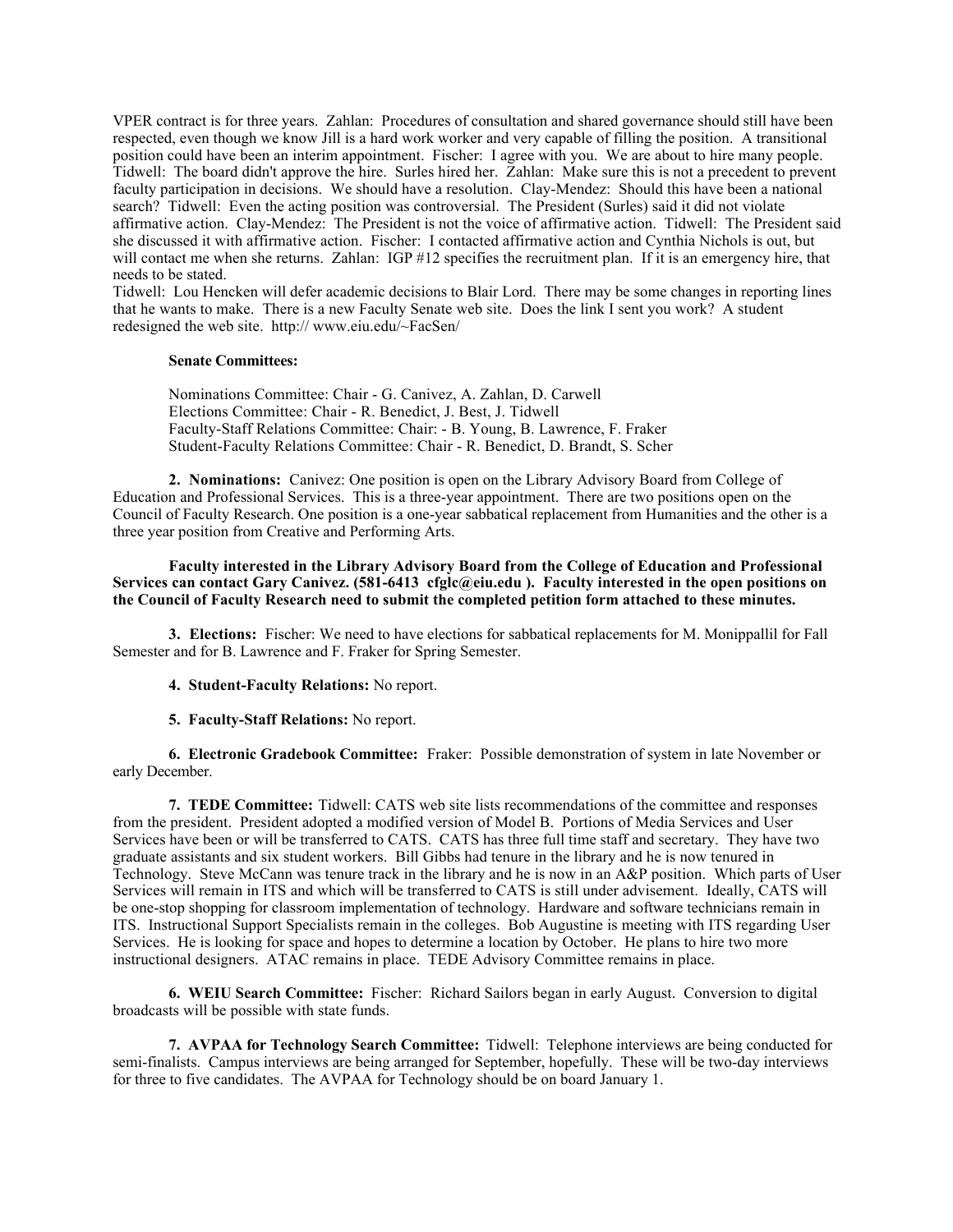VPER contract is for three years. Zahlan: Procedures of consultation and shared governance should still have been respected, even though we know Jill is a hard work worker and very capable of filling the position. A transitional position could have been an interim appointment. Fischer: I agree with you. We are about to hire many people. Tidwell: The board didn't approve the hire. Surles hired her. Zahlan: Make sure this is not a precedent to prevent faculty participation in decisions. We should have a resolution. Clay-Mendez: Should this have been a national search? Tidwell: Even the acting position was controversial. The President (Surles) said it did not violate affirmative action. Clay-Mendez: The President is not the voice of affirmative action. Tidwell: The President said she discussed it with affirmative action. Fischer: I contacted affirmative action and Cynthia Nichols is out, but will contact me when she returns. Zahlan: IGP #12 specifies the recruitment plan. If it is an emergency hire, that needs to be stated.

Tidwell: Lou Hencken will defer academic decisions to Blair Lord. There may be some changes in reporting lines that he wants to make. There is a new Faculty Senate web site. Does the link I sent you work? A student redesigned the web site. http:// www.eiu.edu/~FacSen/

**Senate Committees:**

Nominations Committee: Chair - G. Canivez, A. Zahlan, D. Carwell
Elections Committee: Chair - R. Benedict, J. Best, J. Tidwell
Faculty-Staff Relations Committee: Chair: - B. Young, B. Lawrence, F. Fraker
Student-Faculty Relations Committee: Chair - R. Benedict, D. Brandt, S. Scher

**2. Nominations:** Canivez: One position is open on the Library Advisory Board from College of Education and Professional Services. This is a three-year appointment. There are two positions open on the Council of Faculty Research. One position is a one-year sabbatical replacement from Humanities and the other is a three year position from Creative and Performing Arts.

**Faculty interested in the Library Advisory Board from the College of Education and Professional Services can contact Gary Canivez. (581-6413 cfglc@eiu.edu ). Faculty interested in the open positions on the Council of Faculty Research need to submit the completed petition form attached to these minutes.**

**3. Elections:** Fischer: We need to have elections for sabbatical replacements for M. Monippallil for Fall Semester and for B. Lawrence and F. Fraker for Spring Semester.

**4. Student-Faculty Relations:** No report.

**5. Faculty-Staff Relations:** No report.

**6. Electronic Gradebook Committee:** Fraker: Possible demonstration of system in late November or early December.

**7. TEDE Committee:** Tidwell: CATS web site lists recommendations of the committee and responses from the president. President adopted a modified version of Model B. Portions of Media Services and User Services have been or will be transferred to CATS. CATS has three full time staff and secretary. They have two graduate assistants and six student workers. Bill Gibbs had tenure in the library and he is now tenured in Technology. Steve McCann was tenure track in the library and he is now in an A&P position. Which parts of User Services will remain in ITS and which will be transferred to CATS is still under advisement. Ideally, CATS will be one-stop shopping for classroom implementation of technology. Hardware and software technicians remain in ITS. Instructional Support Specialists remain in the colleges. Bob Augustine is meeting with ITS regarding User Services. He is looking for space and hopes to determine a location by October. He plans to hire two more instructional designers. ATAC remains in place. TEDE Advisory Committee remains in place.

**6. WEIU Search Committee:** Fischer: Richard Sailors began in early August. Conversion to digital broadcasts will be possible with state funds.

**7. AVPAA for Technology Search Committee:** Tidwell: Telephone interviews are being conducted for semi-finalists. Campus interviews are being arranged for September, hopefully. These will be two-day interviews for three to five candidates. The AVPAA for Technology should be on board January 1.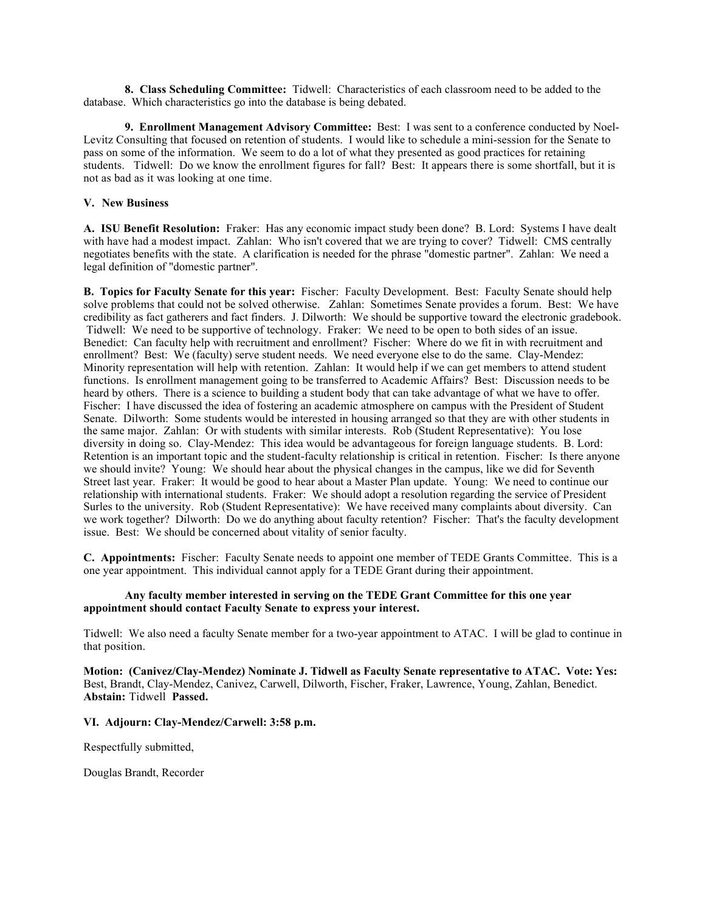**8. Class Scheduling Committee:** Tidwell: Characteristics of each classroom need to be added to the database. Which characteristics go into the database is being debated.

**9. Enrollment Management Advisory Committee:** Best: I was sent to a conference conducted by Noel-Levitz Consulting that focused on retention of students. I would like to schedule a mini-session for the Senate to pass on some of the information. We seem to do a lot of what they presented as good practices for retaining students. Tidwell: Do we know the enrollment figures for fall? Best: It appears there is some shortfall, but it is not as bad as it was looking at one time.

**V. New Business**

**A. ISU Benefit Resolution:** Fraker: Has any economic impact study been done? B. Lord: Systems I have dealt with have had a modest impact. Zahlan: Who isn't covered that we are trying to cover? Tidwell: CMS centrally negotiates benefits with the state. A clarification is needed for the phrase "domestic partner". Zahlan: We need a legal definition of "domestic partner".

**B. Topics for Faculty Senate for this year:** Fischer: Faculty Development. Best: Faculty Senate should help solve problems that could not be solved otherwise. Zahlan: Sometimes Senate provides a forum. Best: We have credibility as fact gatherers and fact finders. J. Dilworth: We should be supportive toward the electronic gradebook. Tidwell: We need to be supportive of technology. Fraker: We need to be open to both sides of an issue. Benedict: Can faculty help with recruitment and enrollment? Fischer: Where do we fit in with recruitment and enrollment? Best: We (faculty) serve student needs. We need everyone else to do the same. Clay-Mendez: Minority representation will help with retention. Zahlan: It would help if we can get members to attend student functions. Is enrollment management going to be transferred to Academic Affairs? Best: Discussion needs to be heard by others. There is a science to building a student body that can take advantage of what we have to offer. Fischer: I have discussed the idea of fostering an academic atmosphere on campus with the President of Student Senate. Dilworth: Some students would be interested in housing arranged so that they are with other students in the same major. Zahlan: Or with students with similar interests. Rob (Student Representative): You lose diversity in doing so. Clay-Mendez: This idea would be advantageous for foreign language students. B. Lord: Retention is an important topic and the student-faculty relationship is critical in retention. Fischer: Is there anyone we should invite? Young: We should hear about the physical changes in the campus, like we did for Seventh Street last year. Fraker: It would be good to hear about a Master Plan update. Young: We need to continue our relationship with international students. Fraker: We should adopt a resolution regarding the service of President Surles to the university. Rob (Student Representative): We have received many complaints about diversity. Can we work together? Dilworth: Do we do anything about faculty retention? Fischer: That's the faculty development issue. Best: We should be concerned about vitality of senior faculty.

**C. Appointments:** Fischer: Faculty Senate needs to appoint one member of TEDE Grants Committee. This is a one year appointment. This individual cannot apply for a TEDE Grant during their appointment.

**Any faculty member interested in serving on the TEDE Grant Committee for this one year appointment should contact Faculty Senate to express your interest.**

Tidwell: We also need a faculty Senate member for a two-year appointment to ATAC. I will be glad to continue in that position.

**Motion: (Canivez/Clay-Mendez) Nominate J. Tidwell as Faculty Senate representative to ATAC. Vote: Yes:** Best, Brandt, Clay-Mendez, Canivez, Carwell, Dilworth, Fischer, Fraker, Lawrence, Young, Zahlan, Benedict. **Abstain:** Tidwell **Passed.**

**VI. Adjourn: Clay-Mendez/Carwell: 3:58 p.m.**

Respectfully submitted,

Douglas Brandt, Recorder